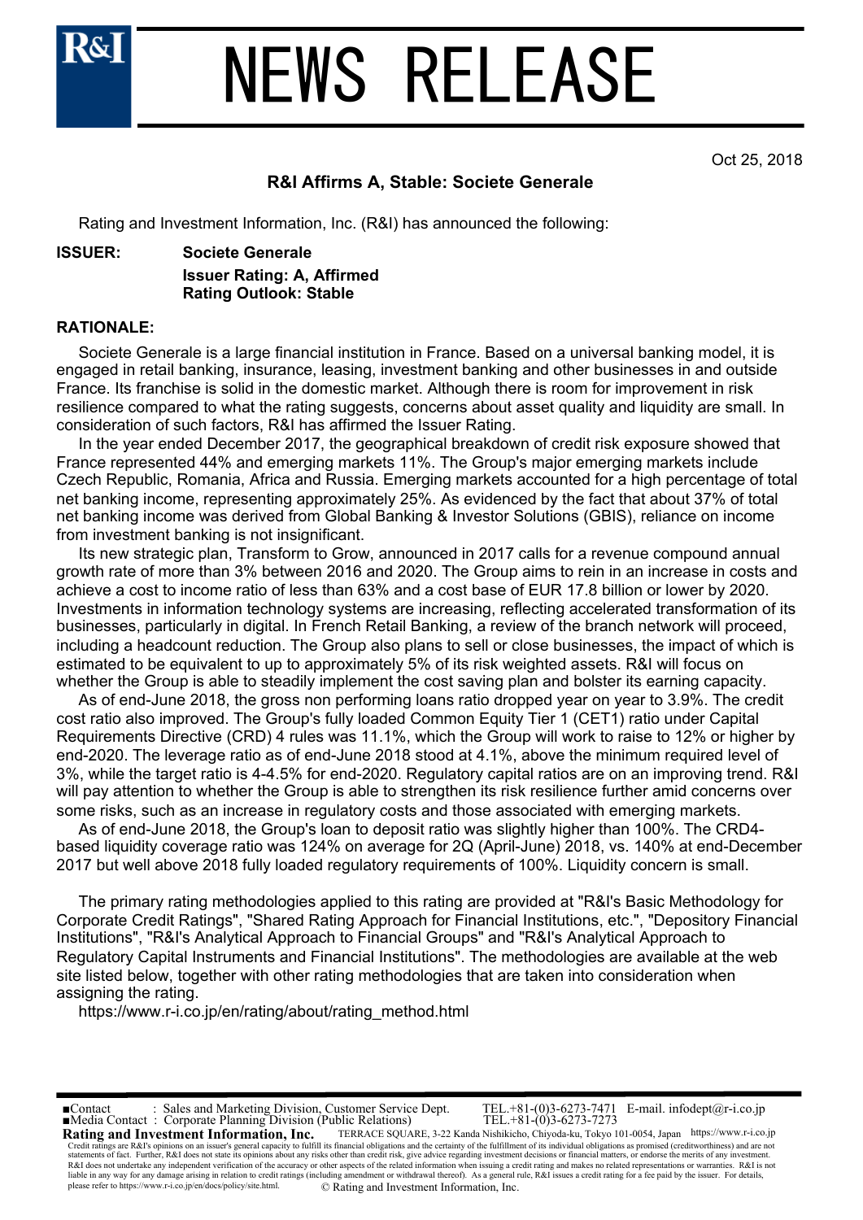# NEWS RELEASE

Oct 25, 2018

## R&I Affirms A, Stable: Societe Generale

Rating and Investment Information, Inc. (R&I) has announced the following:

**ISSUER:** **Societe Generale**
**Issuer Rating: A, Affirmed**
**Rating Outlook: Stable**

**RATIONALE:**

Societe Generale is a large financial institution in France. Based on a universal banking model, it is engaged in retail banking, insurance, leasing, investment banking and other businesses in and outside France. Its franchise is solid in the domestic market. Although there is room for improvement in risk resilience compared to what the rating suggests, concerns about asset quality and liquidity are small. In consideration of such factors, R&I has affirmed the Issuer Rating.

In the year ended December 2017, the geographical breakdown of credit risk exposure showed that France represented 44% and emerging markets 11%. The Group's major emerging markets include Czech Republic, Romania, Africa and Russia. Emerging markets accounted for a high percentage of total net banking income, representing approximately 25%. As evidenced by the fact that about 37% of total net banking income was derived from Global Banking & Investor Solutions (GBIS), reliance on income from investment banking is not insignificant.

Its new strategic plan, Transform to Grow, announced in 2017 calls for a revenue compound annual growth rate of more than 3% between 2016 and 2020. The Group aims to rein in an increase in costs and achieve a cost to income ratio of less than 63% and a cost base of EUR 17.8 billion or lower by 2020. Investments in information technology systems are increasing, reflecting accelerated transformation of its businesses, particularly in digital. In French Retail Banking, a review of the branch network will proceed, including a headcount reduction. The Group also plans to sell or close businesses, the impact of which is estimated to be equivalent to up to approximately 5% of its risk weighted assets. R&I will focus on whether the Group is able to steadily implement the cost saving plan and bolster its earning capacity.

As of end-June 2018, the gross non performing loans ratio dropped year on year to 3.9%. The credit cost ratio also improved. The Group's fully loaded Common Equity Tier 1 (CET1) ratio under Capital Requirements Directive (CRD) 4 rules was 11.1%, which the Group will work to raise to 12% or higher by end-2020. The leverage ratio as of end-June 2018 stood at 4.1%, above the minimum required level of 3%, while the target ratio is 4-4.5% for end-2020. Regulatory capital ratios are on an improving trend. R&I will pay attention to whether the Group is able to strengthen its risk resilience further amid concerns over some risks, such as an increase in regulatory costs and those associated with emerging markets.

As of end-June 2018, the Group's loan to deposit ratio was slightly higher than 100%. The CRD4-based liquidity coverage ratio was 124% on average for 2Q (April-June) 2018, vs. 140% at end-December 2017 but well above 2018 fully loaded regulatory requirements of 100%. Liquidity concern is small.

The primary rating methodologies applied to this rating are provided at "R&I's Basic Methodology for Corporate Credit Ratings", "Shared Rating Approach for Financial Institutions, etc.", "Depository Financial Institutions", "R&I's Analytical Approach to Financial Groups" and "R&I's Analytical Approach to Regulatory Capital Instruments and Financial Institutions". The methodologies are available at the web site listed below, together with other rating methodologies that are taken into consideration when assigning the rating.

https://www.r-i.co.jp/en/rating/about/rating_method.html

■Contact : Sales and Marketing Division, Customer Service Dept. TEL.+81-(0)3-6273-7471 E-mail. infodept@r-i.co.jp
■Media Contact : Corporate Planning Division (Public Relations) TEL.+81-(0)3-6273-7273

**Rating and Investment Information, Inc.** TERRACE SQUARE, 3-22 Kanda Nishikicho, Chiyoda-ku, Tokyo 101-0054, Japan https://www.r-i.co.jp

Credit ratings are R&I's opinions on an issuer's general capacity to fulfill its financial obligations and the certainty of the fulfillment of its individual obligations as promised (creditworthiness) and are not statements of fact. Further, R&I does not state its opinions about any risks other than credit risk, give advice regarding investment decisions or financial matters, or endorse the merits of any investment. R&I does not undertake any independent verification of the accuracy or other aspects of the related information when issuing a credit rating and makes no related representations or warranties. R&I is not liable in any way for any damage arising in relation to credit ratings (including amendment or withdrawal thereof). As a general rule, R&I issues a credit rating for a fee paid by the issuer. For details, please refer to https://www.r-i.co.jp/en/docs/policy/site.html.

© Rating and Investment Information, Inc.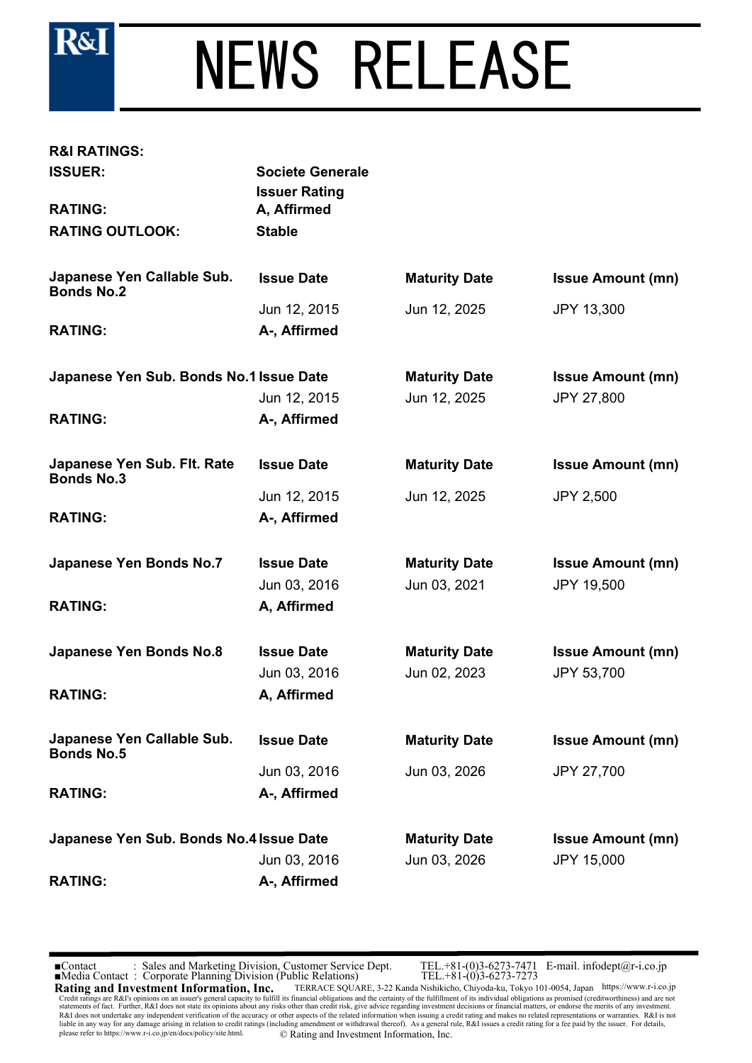# NEWS RELEASE

**R&I RATINGS:**

**ISSUER:** **Societe Generale**

**Issuer Rating**

**RATING:** **A, Affirmed**

**RATING OUTLOOK:** **Stable**

| **Japanese Yen Callable Sub. Bonds No.2** | **Issue Date** | **Maturity Date** | **Issue Amount (mn)** |
|---|---|---|---|
| | Jun 12, 2015 | Jun 12, 2025 | JPY 13,300 |
| **RATING:** | **A-, Affirmed** | | |

| **Japanese Yen Sub. Bonds No.1** | **Issue Date** | **Maturity Date** | **Issue Amount (mn)** |
|---|---|---|---|
| | Jun 12, 2015 | Jun 12, 2025 | JPY 27,800 |
| **RATING:** | **A-, Affirmed** | | |

| **Japanese Yen Sub. Flt. Rate Bonds No.3** | **Issue Date** | **Maturity Date** | **Issue Amount (mn)** |
|---|---|---|---|
| | Jun 12, 2015 | Jun 12, 2025 | JPY 2,500 |
| **RATING:** | **A-, Affirmed** | | |

| **Japanese Yen Bonds No.7** | **Issue Date** | **Maturity Date** | **Issue Amount (mn)** |
|---|---|---|---|
| | Jun 03, 2016 | Jun 03, 2021 | JPY 19,500 |
| **RATING:** | **A, Affirmed** | | |

| **Japanese Yen Bonds No.8** | **Issue Date** | **Maturity Date** | **Issue Amount (mn)** |
|---|---|---|---|
| | Jun 03, 2016 | Jun 02, 2023 | JPY 53,700 |
| **RATING:** | **A, Affirmed** | | |

| **Japanese Yen Callable Sub. Bonds No.5** | **Issue Date** | **Maturity Date** | **Issue Amount (mn)** |
|---|---|---|---|
| | Jun 03, 2016 | Jun 03, 2026 | JPY 27,700 |
| **RATING:** | **A-, Affirmed** | | |

| **Japanese Yen Sub. Bonds No.4** | **Issue Date** | **Maturity Date** | **Issue Amount (mn)** |
|---|---|---|---|
| | Jun 03, 2016 | Jun 03, 2026 | JPY 15,000 |
| **RATING:** | **A-, Affirmed** | | |

■Contact : Sales and Marketing Division, Customer Service Dept. TEL.+81-(0)3-6273-7471 E-mail. infodept@r-i.co.jp
■Media Contact : Corporate Planning Division (Public Relations) TEL.+81-(0)3-6273-7273

**Rating and Investment Information, Inc.** TERRACE SQUARE, 3-22 Kanda Nishikicho, Chiyoda-ku, Tokyo 101-0054, Japan https://www.r-i.co.jp

Credit ratings are R&I's opinions on an issuer's general capacity to fulfill its financial obligations and the certainty of the fulfillment of its individual obligations as promised (creditworthiness) and are not statements of fact. Further, R&I does not state its opinions about any risks other than credit risk, give advice regarding investment decisions or financial matters, or endorse the merits of any investment. R&I does not undertake any independent verification of the accuracy or other aspects of the related information when issuing a credit rating and makes no related representations or warranties. R&I is not liable in any way for any damage arising in relation to credit ratings (including amendment or withdrawal thereof). As a general rule, R&I issues a credit rating for a fee paid by the issuer. For details, please refer to https://www.r-i.co.jp/en/docs/policy/site.html.

© Rating and Investment Information, Inc.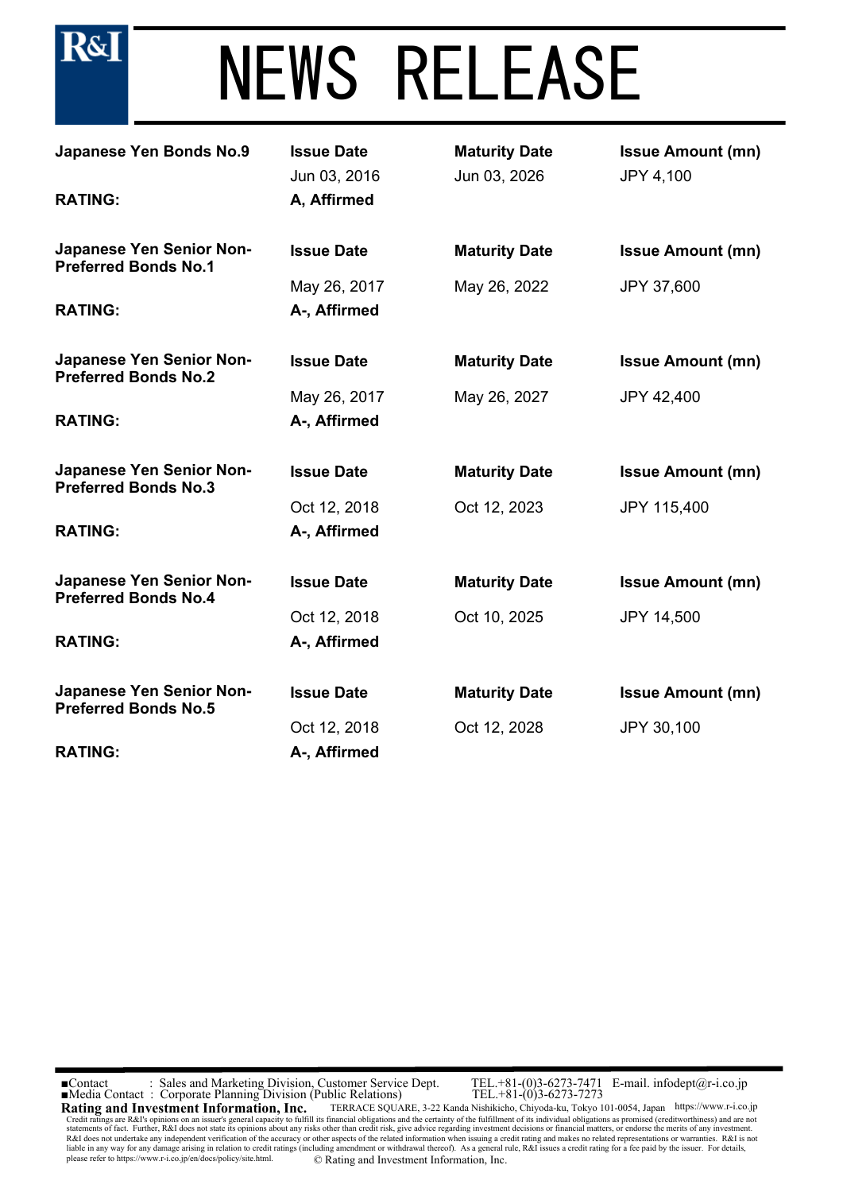# NEWS RELEASE

| Japanese Yen Bonds No.9 | Issue Date | Maturity Date | Issue Amount (mn) |
|---|---|---|---|
| | Jun 03, 2016 | Jun 03, 2026 | JPY 4,100 |
| **RATING:** | **A, Affirmed** | | |

| Japanese Yen Senior Non-Preferred Bonds No.1 | Issue Date | Maturity Date | Issue Amount (mn) |
|---|---|---|---|
| | May 26, 2017 | May 26, 2022 | JPY 37,600 |
| **RATING:** | **A-, Affirmed** | | |

| Japanese Yen Senior Non-Preferred Bonds No.2 | Issue Date | Maturity Date | Issue Amount (mn) |
|---|---|---|---|
| | May 26, 2017 | May 26, 2027 | JPY 42,400 |
| **RATING:** | **A-, Affirmed** | | |

| Japanese Yen Senior Non-Preferred Bonds No.3 | Issue Date | Maturity Date | Issue Amount (mn) |
|---|---|---|---|
| | Oct 12, 2018 | Oct 12, 2023 | JPY 115,400 |
| **RATING:** | **A-, Affirmed** | | |

| Japanese Yen Senior Non-Preferred Bonds No.4 | Issue Date | Maturity Date | Issue Amount (mn) |
|---|---|---|---|
| | Oct 12, 2018 | Oct 10, 2025 | JPY 14,500 |
| **RATING:** | **A-, Affirmed** | | |

| Japanese Yen Senior Non-Preferred Bonds No.5 | Issue Date | Maturity Date | Issue Amount (mn) |
|---|---|---|---|
| | Oct 12, 2018 | Oct 12, 2028 | JPY 30,100 |
| **RATING:** | **A-, Affirmed** | | |

■Contact : Sales and Marketing Division, Customer Service Dept. TEL.+81-(0)3-6273-7471 E-mail. infodept@r-i.co.jp
■Media Contact : Corporate Planning Division (Public Relations) TEL.+81-(0)3-6273-7273

**Rating and Investment Information, Inc.** TERRACE SQUARE, 3-22 Kanda Nishikicho, Chiyoda-ku, Tokyo 101-0054, Japan https://www.r-i.co.jp

Credit ratings are R&I's opinions on an issuer's general capacity to fulfill its financial obligations and the certainty of the fulfillment of its individual obligations as promised (creditworthiness) and are not statements of fact. Further, R&I does not state its opinions about any risks other than credit risk, give advice regarding investment decisions or financial matters, or endorse the merits of any investment. R&I does not undertake any independent verification of the accuracy or other aspects of the related information when issuing a credit rating and makes no related representations or warranties. R&I is not liable in any way for any damage arising in relation to credit ratings (including amendment or withdrawal thereof). As a general rule, R&I issues a credit rating for a fee paid by the issuer. For details, please refer to https://www.r-i.co.jp/en/docs/policy/site.html.

© Rating and Investment Information, Inc.